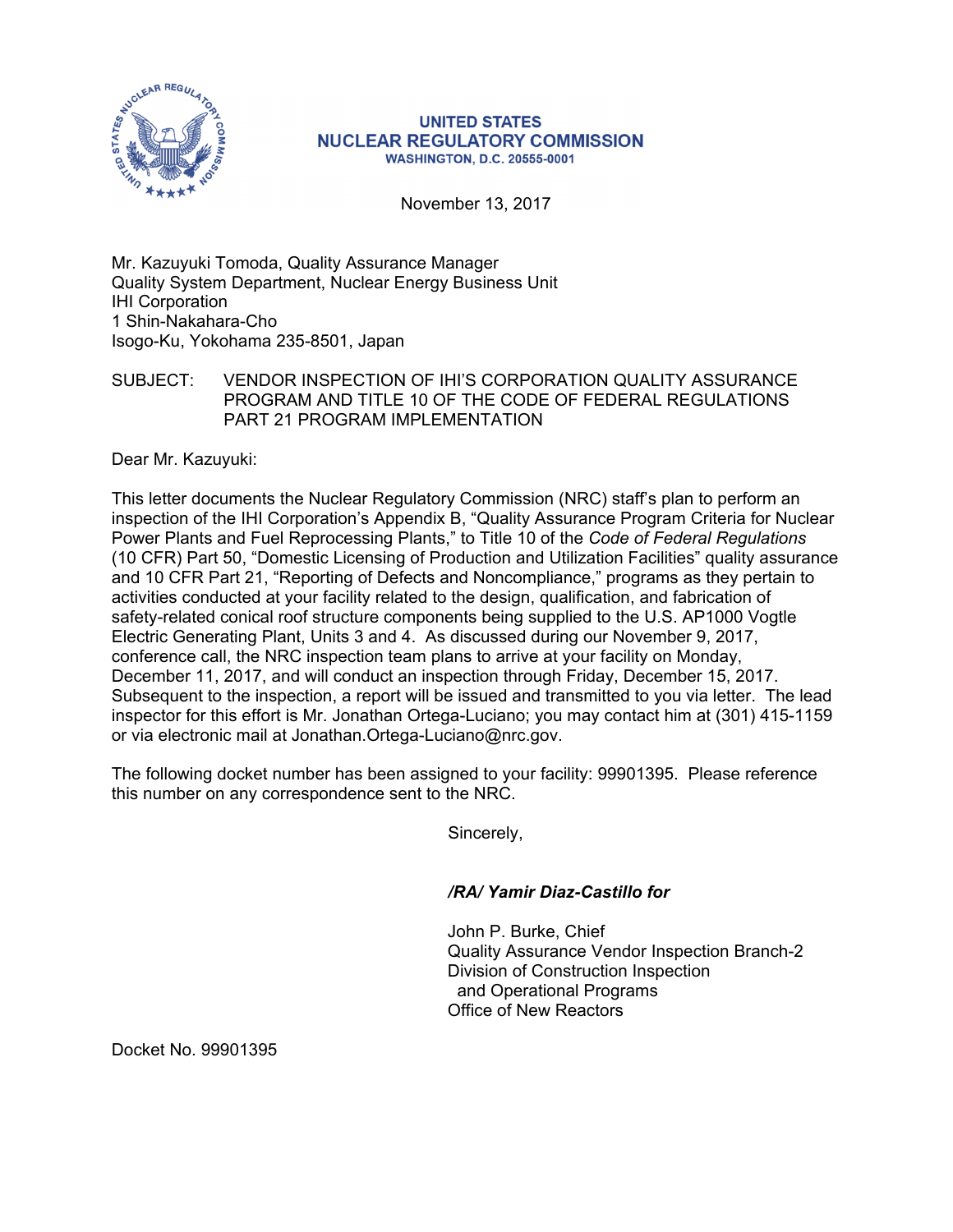**UNITED STATES**
**NUCLEAR REGULATORY COMMISSION**
**WASHINGTON, D.C. 20555-0001**

November 13, 2017

Mr. Kazuyuki Tomoda, Quality Assurance Manager
Quality System Department, Nuclear Energy Business Unit
IHI Corporation
1 Shin-Nakahara-Cho
Isogo-Ku, Yokohama 235-8501, Japan

SUBJECT: VENDOR INSPECTION OF IHI'S CORPORATION QUALITY ASSURANCE PROGRAM AND TITLE 10 OF THE CODE OF FEDERAL REGULATIONS PART 21 PROGRAM IMPLEMENTATION

Dear Mr. Kazuyuki:

This letter documents the Nuclear Regulatory Commission (NRC) staff's plan to perform an inspection of the IHI Corporation's Appendix B, "Quality Assurance Program Criteria for Nuclear Power Plants and Fuel Reprocessing Plants," to Title 10 of the *Code of Federal Regulations* (10 CFR) Part 50, "Domestic Licensing of Production and Utilization Facilities" quality assurance and 10 CFR Part 21, "Reporting of Defects and Noncompliance," programs as they pertain to activities conducted at your facility related to the design, qualification, and fabrication of safety-related conical roof structure components being supplied to the U.S. AP1000 Vogtle Electric Generating Plant, Units 3 and 4. As discussed during our November 9, 2017, conference call, the NRC inspection team plans to arrive at your facility on Monday, December 11, 2017, and will conduct an inspection through Friday, December 15, 2017. Subsequent to the inspection, a report will be issued and transmitted to you via letter. The lead inspector for this effort is Mr. Jonathan Ortega-Luciano; you may contact him at (301) 415-1159 or via electronic mail at Jonathan.Ortega-Luciano@nrc.gov.

The following docket number has been assigned to your facility: 99901395. Please reference this number on any correspondence sent to the NRC.

Sincerely,

***/RA/ Yamir Diaz-Castillo for***

John P. Burke, Chief
Quality Assurance Vendor Inspection Branch-2
Division of Construction Inspection
and Operational Programs
Office of New Reactors

Docket No. 99901395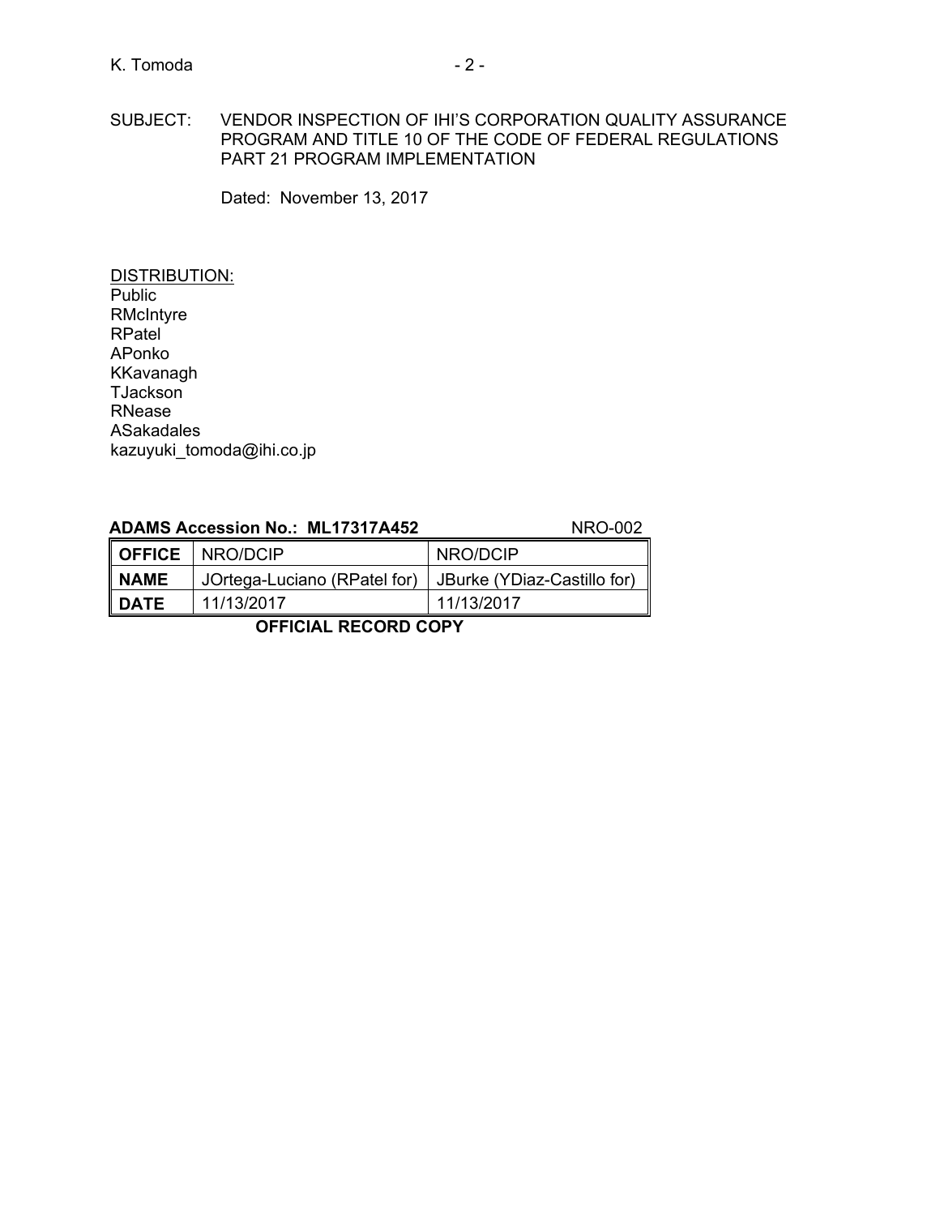SUBJECT: VENDOR INSPECTION OF IHI'S CORPORATION QUALITY ASSURANCE PROGRAM AND TITLE 10 OF THE CODE OF FEDERAL REGULATIONS PART 21 PROGRAM IMPLEMENTATION

Dated: November 13, 2017

DISTRIBUTION:
Public
RMcIntyre
RPatel
APonko
KKavanagh
TJackson
RNease
ASakadales
kazuyuki_tomoda@ihi.co.jp

**ADAMS Accession No.: ML17317A452** NRO-002

| | | |
|---|---|---|
| **OFFICE** | NRO/DCIP | NRO/DCIP |
| **NAME** | JOrtega-Luciano (RPatel for) | JBurke (YDiaz-Castillo for) |
| **DATE** | 11/13/2017 | 11/13/2017 |

**OFFICIAL RECORD COPY**